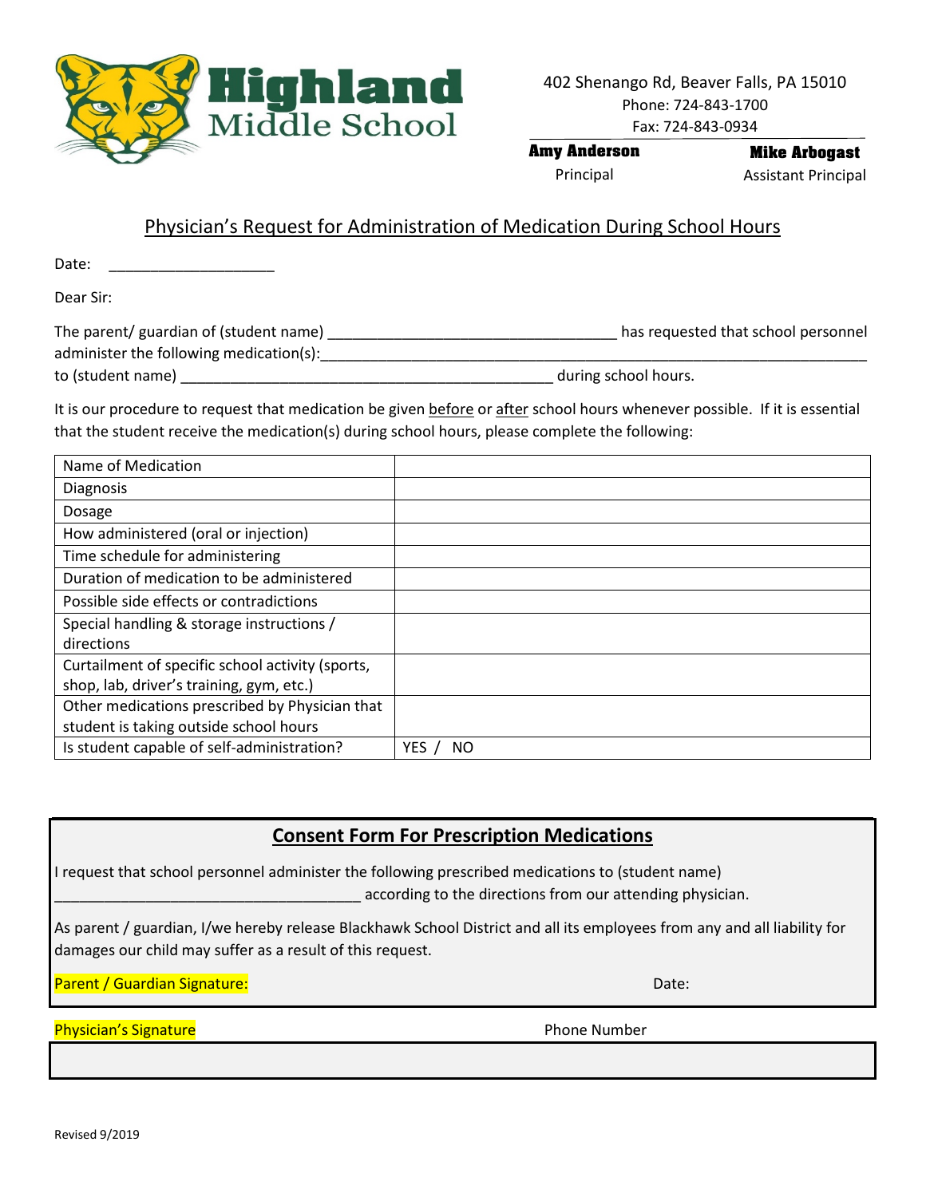**Highland Middle School**

402 Shenango Rd, Beaver Falls, PA 15010
Phone: 724-843-1700
Fax: 724-843-0934

**Amy Anderson**
Principal

**Mike Arbogast**
Assistant Principal

## Physician's Request for Administration of Medication During School Hours

Date: ____________________

Dear Sir:

The parent/ guardian of (student name) __________________________________ has requested that school personnel administer the following medication(s):______________________________________________________________ to (student name) ____________________________________________ during school hours.

It is our procedure to request that medication be given before or after school hours whenever possible. If it is essential that the student receive the medication(s) during school hours, please complete the following:

| | |
|---|---|
| Name of Medication | |
| Diagnosis | |
| Dosage | |
| How administered (oral or injection) | |
| Time schedule for administering | |
| Duration of medication to be administered | |
| Possible side effects or contradictions | |
| Special handling & storage instructions / directions | |
| Curtailment of specific school activity (sports, shop, lab, driver's training, gym, etc.) | |
| Other medications prescribed by Physician that student is taking outside school hours | |
| Is student capable of self-administration? | YES / NO |

## Consent Form For Prescription Medications

I request that school personnel administer the following prescribed medications to (student name) ____________________________________ according to the directions from our attending physician.

As parent / guardian, I/we hereby release Blackhawk School District and all its employees from any and all liability for damages our child may suffer as a result of this request.

Parent / Guardian Signature: Date:

Physician's Signature Phone Number

Revised 9/2019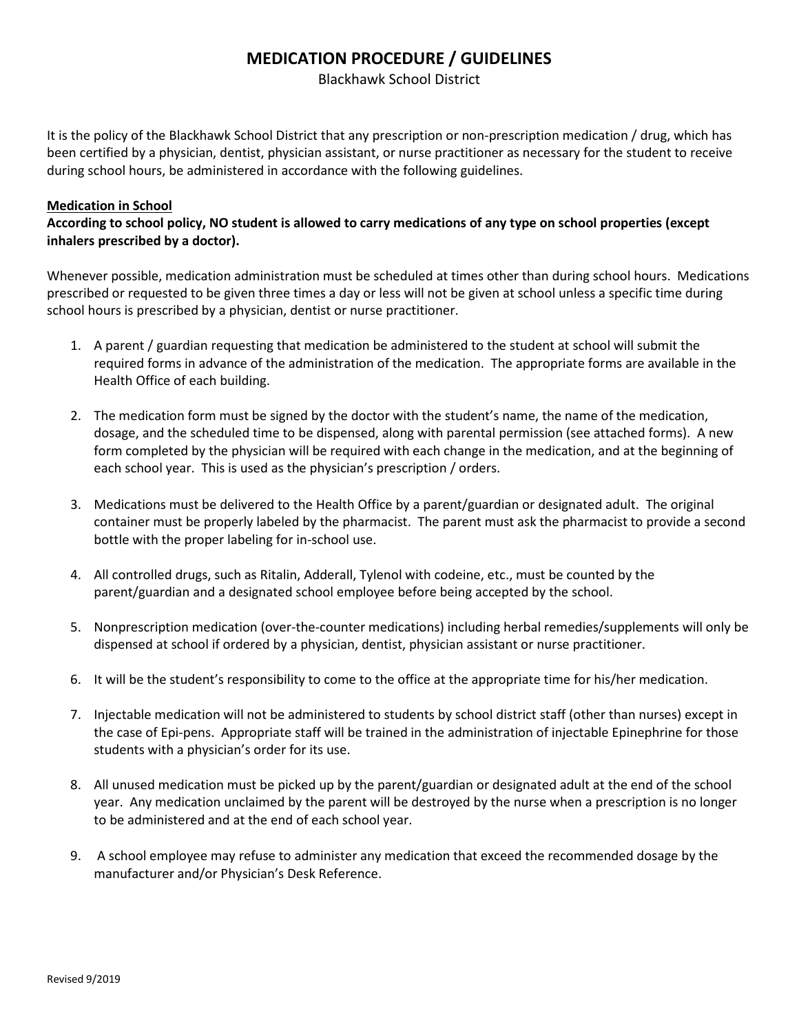# MEDICATION PROCEDURE / GUIDELINES

Blackhawk School District

It is the policy of the Blackhawk School District that any prescription or non-prescription medication / drug, which has been certified by a physician, dentist, physician assistant, or nurse practitioner as necessary for the student to receive during school hours, be administered in accordance with the following guidelines.

## Medication in School

**According to school policy, NO student is allowed to carry medications of any type on school properties (except inhalers prescribed by a doctor).**

Whenever possible, medication administration must be scheduled at times other than during school hours. Medications prescribed or requested to be given three times a day or less will not be given at school unless a specific time during school hours is prescribed by a physician, dentist or nurse practitioner.

1. A parent / guardian requesting that medication be administered to the student at school will submit the required forms in advance of the administration of the medication. The appropriate forms are available in the Health Office of each building.
2. The medication form must be signed by the doctor with the student's name, the name of the medication, dosage, and the scheduled time to be dispensed, along with parental permission (see attached forms). A new form completed by the physician will be required with each change in the medication, and at the beginning of each school year. This is used as the physician's prescription / orders.
3. Medications must be delivered to the Health Office by a parent/guardian or designated adult. The original container must be properly labeled by the pharmacist. The parent must ask the pharmacist to provide a second bottle with the proper labeling for in-school use.
4. All controlled drugs, such as Ritalin, Adderall, Tylenol with codeine, etc., must be counted by the parent/guardian and a designated school employee before being accepted by the school.
5. Nonprescription medication (over-the-counter medications) including herbal remedies/supplements will only be dispensed at school if ordered by a physician, dentist, physician assistant or nurse practitioner.
6. It will be the student's responsibility to come to the office at the appropriate time for his/her medication.
7. Injectable medication will not be administered to students by school district staff (other than nurses) except in the case of Epi-pens. Appropriate staff will be trained in the administration of injectable Epinephrine for those students with a physician's order for its use.
8. All unused medication must be picked up by the parent/guardian or designated adult at the end of the school year. Any medication unclaimed by the parent will be destroyed by the nurse when a prescription is no longer to be administered and at the end of each school year.
9. A school employee may refuse to administer any medication that exceed the recommended dosage by the manufacturer and/or Physician's Desk Reference.

Revised 9/2019